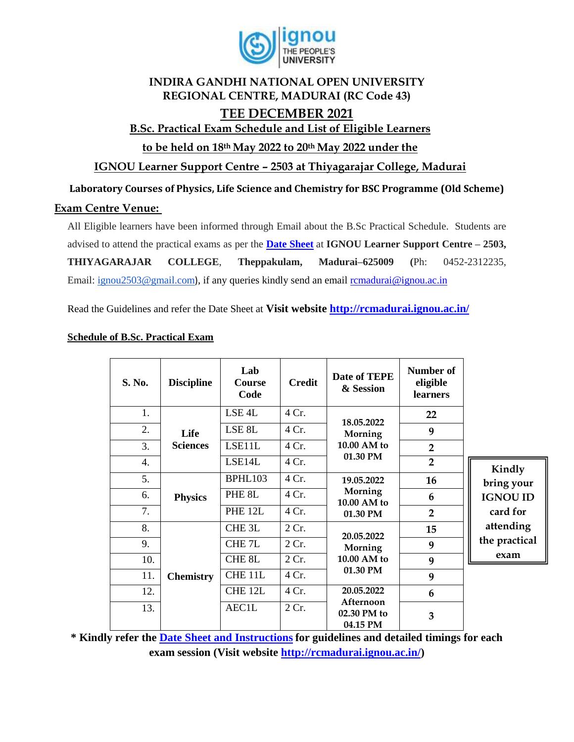# INDIRA GANDHI NATIONAL OPEN UNIVERSITY
## REGIONAL CENTRE, MADURAI (RC Code 43)

## TEE DECEMBER 2021

### B.Sc. Practical Exam Schedule and List of Eligible Learners

### to be held on 18th May 2022 to 20th May 2022 under the

### IGNOU Learner Support Centre – 2503 at Thiyagarajar College, Madurai

**Laboratory Courses of Physics, Life Science and Chemistry for BSC Programme (Old Scheme)**

**Exam Centre Venue:**

All Eligible learners have been informed through Email about the B.Sc Practical Schedule. Students are advised to attend the practical exams as per the **Date Sheet** at **IGNOU Learner Support Centre – 2503, THIYAGARAJAR COLLEGE**, **Theppakulam, Madurai–625009 (**Ph: 0452-2312235, Email: ignou2503@gmail.com), if any queries kindly send an email rcmadurai@ignou.ac.in

Read the Guidelines and refer the Date Sheet at **Visit website http://rcmadurai.ignou.ac.in/**

**Schedule of B.Sc. Practical Exam**

| S. No. | Discipline | Lab Course Code | Credit | Date of TEPE & Session | Number of eligible learners |
|---|---|---|---|---|---|
| 1. | Life Sciences | LSE 4L | 4 Cr. | 18.05.2022 Morning 10.00 AM to 01.30 PM | 22 |
| 2. | | LSE 8L | 4 Cr. | | 9 |
| 3. | | LSE11L | 4 Cr. | | 2 |
| 4. | | LSE14L | 4 Cr. | | 2 |
| 5. | Physics | BPHL103 | 4 Cr. | 19.05.2022 Morning 10.00 AM to 01.30 PM | 16 |
| 6. | | PHE 8L | 4 Cr. | | 6 |
| 7. | | PHE 12L | 4 Cr. | | 2 |
| 8. | Chemistry | CHE 3L | 2 Cr. | 20.05.2022 Morning 10.00 AM to 01.30 PM | 15 |
| 9. | | CHE 7L | 2 Cr. | | 9 |
| 10. | | CHE 8L | 2 Cr. | | 9 |
| 11. | | CHE 11L | 4 Cr. | | 9 |
| 12. | | CHE 12L | 4 Cr. | 20.05.2022 Afternoon 02.30 PM to 04.15 PM | 6 |
| 13. | | AEC1L | 2 Cr. | | 3 |

**Kindly bring your IGNOU ID card for attending the practical exam**

**\* Kindly refer the Date Sheet and Instructions for guidelines and detailed timings for each exam session (Visit website http://rcmadurai.ignou.ac.in/)**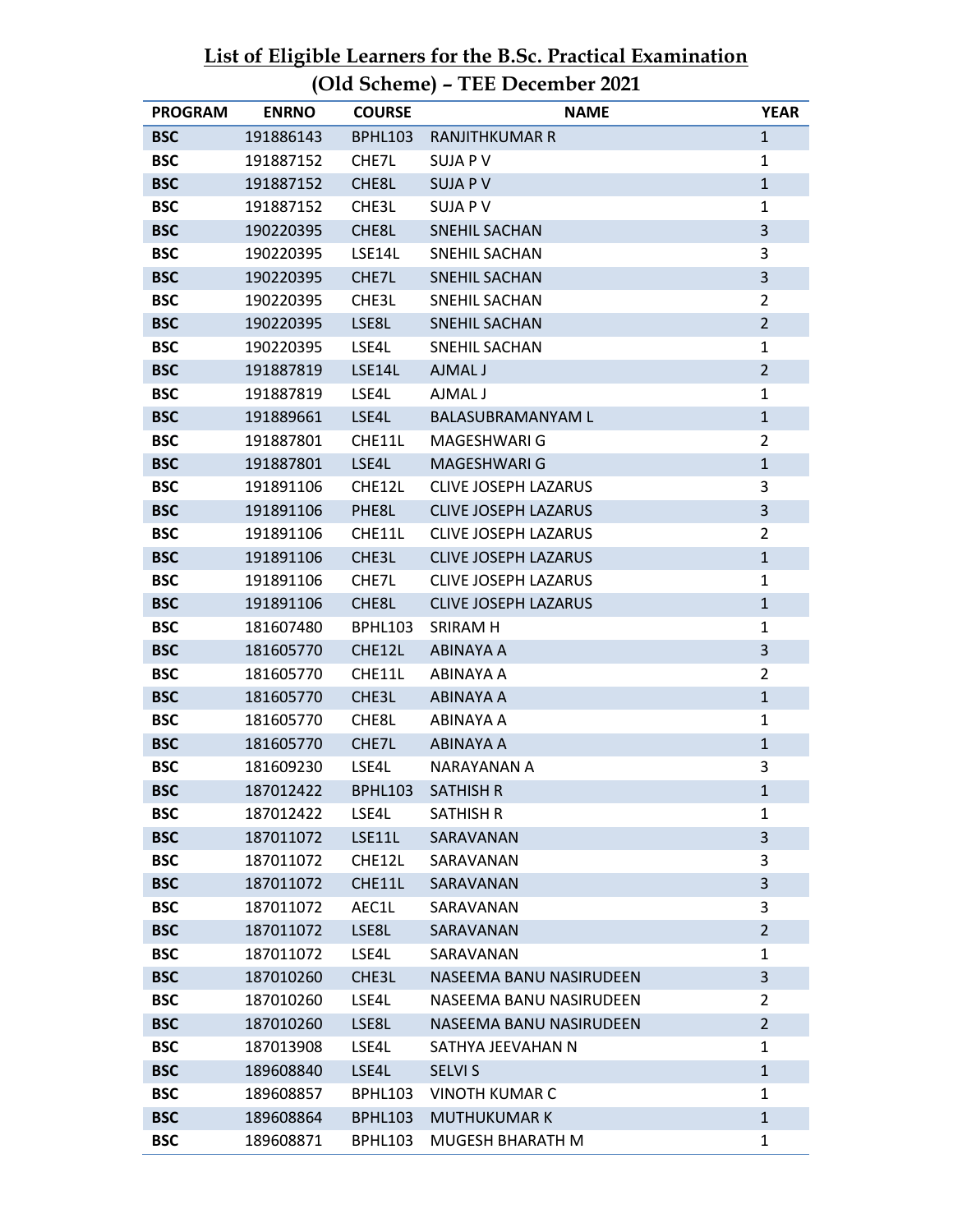## List of Eligible Learners for the B.Sc. Practical Examination (Old Scheme) – TEE December 2021

| PROGRAM | ENRNO | COURSE | NAME | YEAR |
|---|---|---|---|---|
| **BSC** | 191886143 | BPHL103 | RANJITHKUMAR R | 1 |
| **BSC** | 191887152 | CHE7L | SUJA P V | 1 |
| **BSC** | 191887152 | CHE8L | SUJA P V | 1 |
| **BSC** | 191887152 | CHE3L | SUJA P V | 1 |
| **BSC** | 190220395 | CHE8L | SNEHIL SACHAN | 3 |
| **BSC** | 190220395 | LSE14L | SNEHIL SACHAN | 3 |
| **BSC** | 190220395 | CHE7L | SNEHIL SACHAN | 3 |
| **BSC** | 190220395 | CHE3L | SNEHIL SACHAN | 2 |
| **BSC** | 190220395 | LSE8L | SNEHIL SACHAN | 2 |
| **BSC** | 190220395 | LSE4L | SNEHIL SACHAN | 1 |
| **BSC** | 191887819 | LSE14L | AJMAL J | 2 |
| **BSC** | 191887819 | LSE4L | AJMAL J | 1 |
| **BSC** | 191889661 | LSE4L | BALASUBRAMANYAM L | 1 |
| **BSC** | 191887801 | CHE11L | MAGESHWARI G | 2 |
| **BSC** | 191887801 | LSE4L | MAGESHWARI G | 1 |
| **BSC** | 191891106 | CHE12L | CLIVE JOSEPH LAZARUS | 3 |
| **BSC** | 191891106 | PHE8L | CLIVE JOSEPH LAZARUS | 3 |
| **BSC** | 191891106 | CHE11L | CLIVE JOSEPH LAZARUS | 2 |
| **BSC** | 191891106 | CHE3L | CLIVE JOSEPH LAZARUS | 1 |
| **BSC** | 191891106 | CHE7L | CLIVE JOSEPH LAZARUS | 1 |
| **BSC** | 191891106 | CHE8L | CLIVE JOSEPH LAZARUS | 1 |
| **BSC** | 181607480 | BPHL103 | SRIRAM H | 1 |
| **BSC** | 181605770 | CHE12L | ABINAYA A | 3 |
| **BSC** | 181605770 | CHE11L | ABINAYA A | 2 |
| **BSC** | 181605770 | CHE3L | ABINAYA A | 1 |
| **BSC** | 181605770 | CHE8L | ABINAYA A | 1 |
| **BSC** | 181605770 | CHE7L | ABINAYA A | 1 |
| **BSC** | 181609230 | LSE4L | NARAYANAN A | 3 |
| **BSC** | 187012422 | BPHL103 | SATHISH R | 1 |
| **BSC** | 187012422 | LSE4L | SATHISH R | 1 |
| **BSC** | 187011072 | LSE11L | SARAVANAN | 3 |
| **BSC** | 187011072 | CHE12L | SARAVANAN | 3 |
| **BSC** | 187011072 | CHE11L | SARAVANAN | 3 |
| **BSC** | 187011072 | AEC1L | SARAVANAN | 3 |
| **BSC** | 187011072 | LSE8L | SARAVANAN | 2 |
| **BSC** | 187011072 | LSE4L | SARAVANAN | 1 |
| **BSC** | 187010260 | CHE3L | NASEEMA BANU NASIRUDEEN | 3 |
| **BSC** | 187010260 | LSE4L | NASEEMA BANU NASIRUDEEN | 2 |
| **BSC** | 187010260 | LSE8L | NASEEMA BANU NASIRUDEEN | 2 |
| **BSC** | 187013908 | LSE4L | SATHYA JEEVAHAN N | 1 |
| **BSC** | 189608840 | LSE4L | SELVI S | 1 |
| **BSC** | 189608857 | BPHL103 | VINOTH KUMAR C | 1 |
| **BSC** | 189608864 | BPHL103 | MUTHUKUMAR K | 1 |
| **BSC** | 189608871 | BPHL103 | MUGESH BHARATH M | 1 |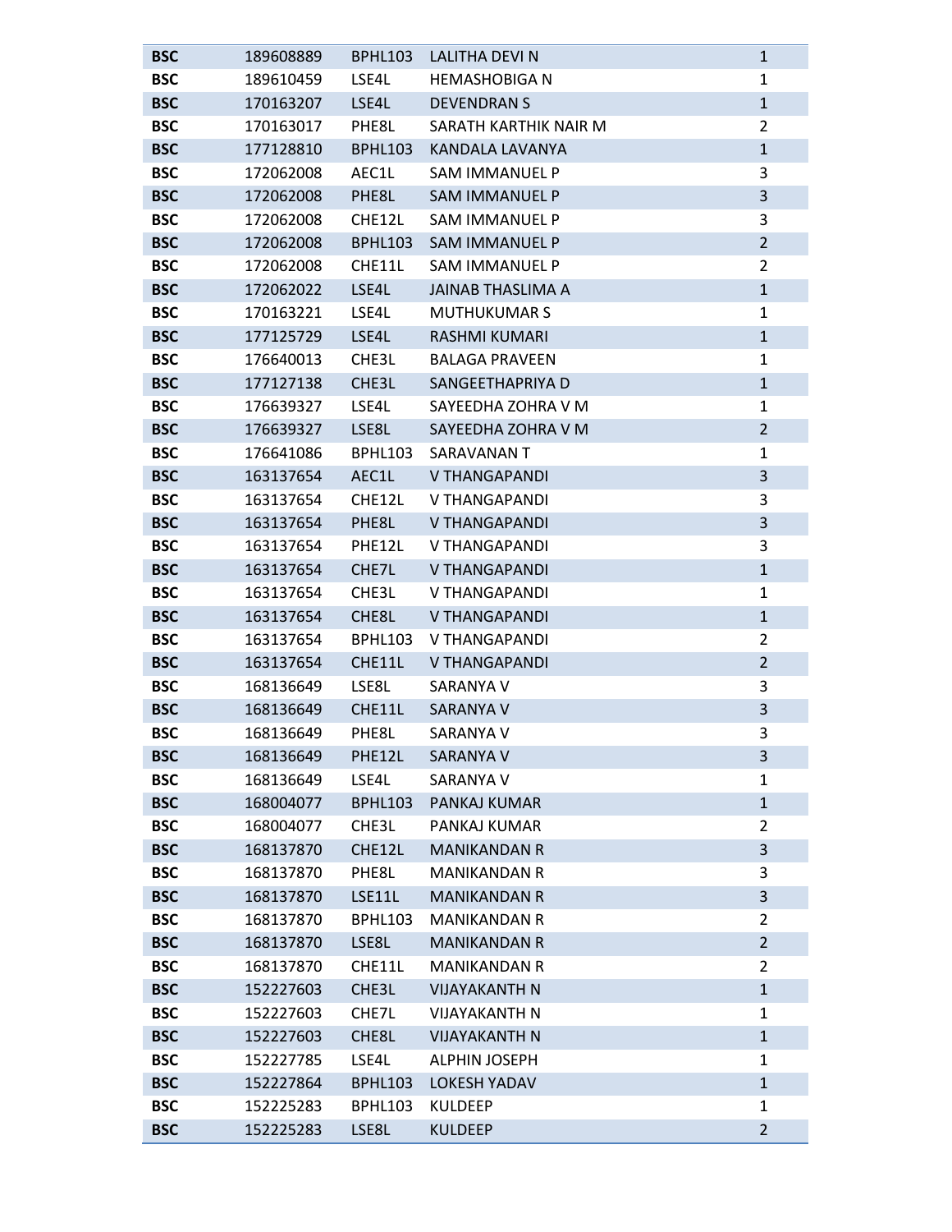| | | | | |
|---|---|---|---|---|
| **BSC** | 189608889 | BPHL103 | LALITHA DEVI N | 1 |
| **BSC** | 189610459 | LSE4L | HEMASHOBIGA N | 1 |
| **BSC** | 170163207 | LSE4L | DEVENDRAN S | 1 |
| **BSC** | 170163017 | PHE8L | SARATH KARTHIK NAIR M | 2 |
| **BSC** | 177128810 | BPHL103 | KANDALA LAVANYA | 1 |
| **BSC** | 172062008 | AEC1L | SAM IMMANUEL P | 3 |
| **BSC** | 172062008 | PHE8L | SAM IMMANUEL P | 3 |
| **BSC** | 172062008 | CHE12L | SAM IMMANUEL P | 3 |
| **BSC** | 172062008 | BPHL103 | SAM IMMANUEL P | 2 |
| **BSC** | 172062008 | CHE11L | SAM IMMANUEL P | 2 |
| **BSC** | 172062022 | LSE4L | JAINAB THASLIMA A | 1 |
| **BSC** | 170163221 | LSE4L | MUTHUKUMAR S | 1 |
| **BSC** | 177125729 | LSE4L | RASHMI KUMARI | 1 |
| **BSC** | 176640013 | CHE3L | BALAGA PRAVEEN | 1 |
| **BSC** | 177127138 | CHE3L | SANGEETHAPRIYA D | 1 |
| **BSC** | 176639327 | LSE4L | SAYEEDHA ZOHRA V M | 1 |
| **BSC** | 176639327 | LSE8L | SAYEEDHA ZOHRA V M | 2 |
| **BSC** | 176641086 | BPHL103 | SARAVANAN T | 1 |
| **BSC** | 163137654 | AEC1L | V THANGAPANDI | 3 |
| **BSC** | 163137654 | CHE12L | V THANGAPANDI | 3 |
| **BSC** | 163137654 | PHE8L | V THANGAPANDI | 3 |
| **BSC** | 163137654 | PHE12L | V THANGAPANDI | 3 |
| **BSC** | 163137654 | CHE7L | V THANGAPANDI | 1 |
| **BSC** | 163137654 | CHE3L | V THANGAPANDI | 1 |
| **BSC** | 163137654 | CHE8L | V THANGAPANDI | 1 |
| **BSC** | 163137654 | BPHL103 | V THANGAPANDI | 2 |
| **BSC** | 163137654 | CHE11L | V THANGAPANDI | 2 |
| **BSC** | 168136649 | LSE8L | SARANYA V | 3 |
| **BSC** | 168136649 | CHE11L | SARANYA V | 3 |
| **BSC** | 168136649 | PHE8L | SARANYA V | 3 |
| **BSC** | 168136649 | PHE12L | SARANYA V | 3 |
| **BSC** | 168136649 | LSE4L | SARANYA V | 1 |
| **BSC** | 168004077 | BPHL103 | PANKAJ KUMAR | 1 |
| **BSC** | 168004077 | CHE3L | PANKAJ KUMAR | 2 |
| **BSC** | 168137870 | CHE12L | MANIKANDAN R | 3 |
| **BSC** | 168137870 | PHE8L | MANIKANDAN R | 3 |
| **BSC** | 168137870 | LSE11L | MANIKANDAN R | 3 |
| **BSC** | 168137870 | BPHL103 | MANIKANDAN R | 2 |
| **BSC** | 168137870 | LSE8L | MANIKANDAN R | 2 |
| **BSC** | 168137870 | CHE11L | MANIKANDAN R | 2 |
| **BSC** | 152227603 | CHE3L | VIJAYAKANTH N | 1 |
| **BSC** | 152227603 | CHE7L | VIJAYAKANTH N | 1 |
| **BSC** | 152227603 | CHE8L | VIJAYAKANTH N | 1 |
| **BSC** | 152227785 | LSE4L | ALPHIN JOSEPH | 1 |
| **BSC** | 152227864 | BPHL103 | LOKESH YADAV | 1 |
| **BSC** | 152225283 | BPHL103 | KULDEEP | 1 |
| **BSC** | 152225283 | LSE8L | KULDEEP | 2 |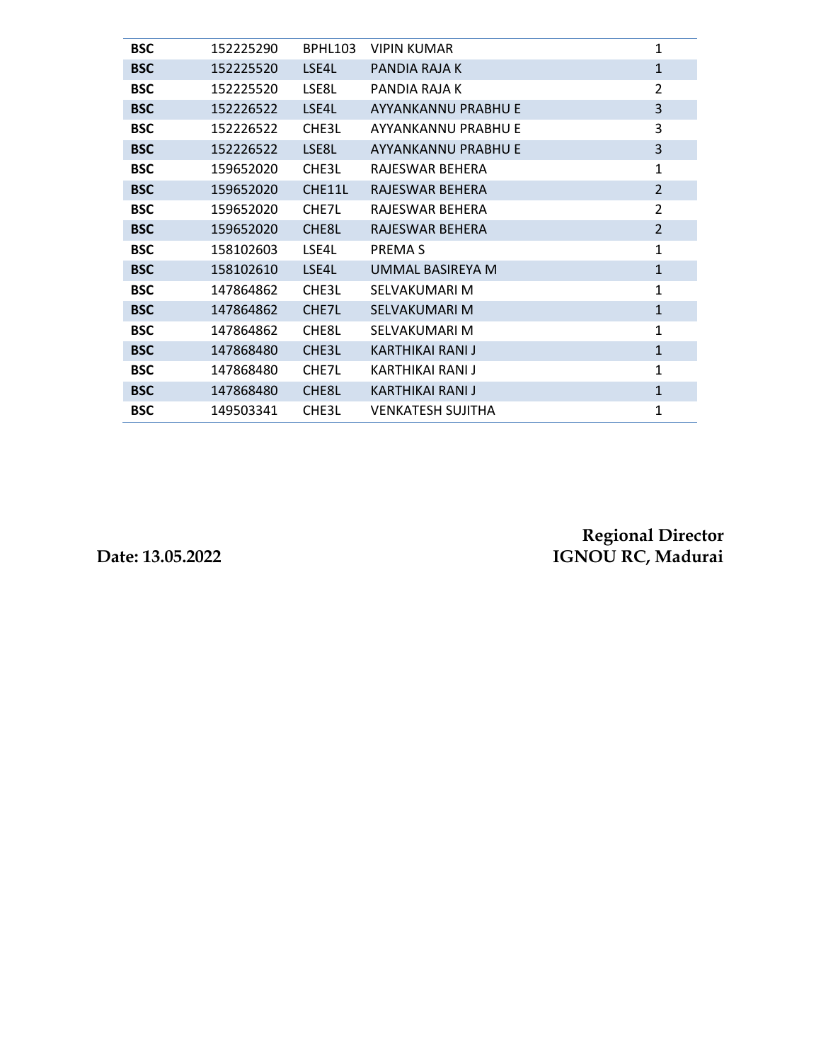| | | | | |
|---|---|---|---|---|
| **BSC** | 152225290 | BPHL103 | VIPIN KUMAR | 1 |
| **BSC** | 152225520 | LSE4L | PANDIA RAJA K | 1 |
| **BSC** | 152225520 | LSE8L | PANDIA RAJA K | 2 |
| **BSC** | 152226522 | LSE4L | AYYANKANNU PRABHU E | 3 |
| **BSC** | 152226522 | CHE3L | AYYANKANNU PRABHU E | 3 |
| **BSC** | 152226522 | LSE8L | AYYANKANNU PRABHU E | 3 |
| **BSC** | 159652020 | CHE3L | RAJESWAR BEHERA | 1 |
| **BSC** | 159652020 | CHE11L | RAJESWAR BEHERA | 2 |
| **BSC** | 159652020 | CHE7L | RAJESWAR BEHERA | 2 |
| **BSC** | 159652020 | CHE8L | RAJESWAR BEHERA | 2 |
| **BSC** | 158102603 | LSE4L | PREMA S | 1 |
| **BSC** | 158102610 | LSE4L | UMMAL BASIREYA M | 1 |
| **BSC** | 147864862 | CHE3L | SELVAKUMARI M | 1 |
| **BSC** | 147864862 | CHE7L | SELVAKUMARI M | 1 |
| **BSC** | 147864862 | CHE8L | SELVAKUMARI M | 1 |
| **BSC** | 147868480 | CHE3L | KARTHIKAI RANI J | 1 |
| **BSC** | 147868480 | CHE7L | KARTHIKAI RANI J | 1 |
| **BSC** | 147868480 | CHE8L | KARTHIKAI RANI J | 1 |
| **BSC** | 149503341 | CHE3L | VENKATESH SUJITHA | 1 |

**Regional Director**
**IGNOU RC, Madurai**

**Date: 13.05.2022**